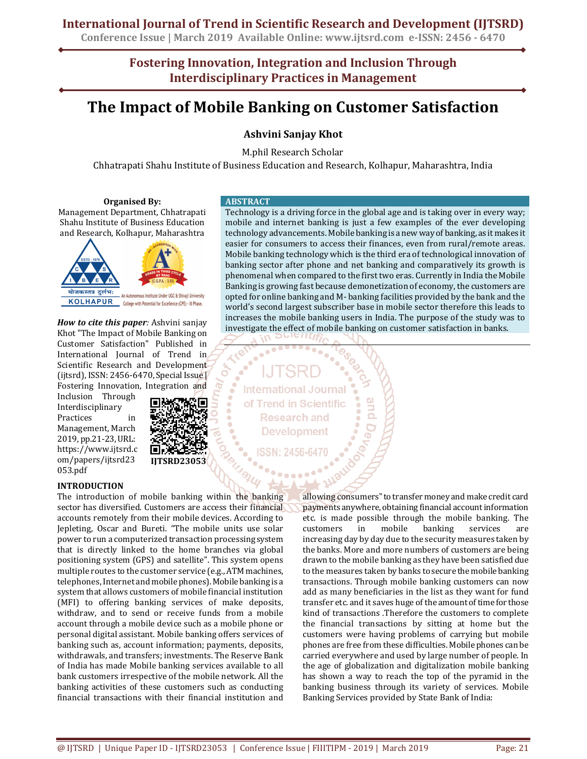# The Impact of Mobile Banking on Customer Satisfaction

**Ashvini Sanjay Khot**

M.phil Research Scholar

Chhatrapati Shahu Institute of Business Education and Research, Kolhapur, Maharashtra, India

**Organised By:**
Management Department, Chhatrapati Shahu Institute of Business Education and Research, Kolhapur, Maharashtra

***How to cite this paper**:* Ashvini sanjay Khot "The Impact of Mobile Banking on Customer Satisfaction" Published in International Journal of Trend in Scientific Research and Development (ijtsrd), ISSN: 2456-6470, Special Issue | Fostering Innovation, Integration and Inclusion Through Interdisciplinary Practices in Management, March 2019, pp.21-23, URL: https://www.ijtsrd.com/papers/ijtsrd23053.pdf

IJTSRD23053

## ABSTRACT

Technology is a driving force in the global age and is taking over in every way; mobile and internet banking is just a few examples of the ever developing technology advancements. Mobile banking is a new way of banking, as it makes it easier for consumers to access their finances, even from rural/remote areas. Mobile banking technology which is the third era of technological innovation of banking sector after phone and net banking and comparatively its growth is phenomenal when compared to the first two eras. Currently in India the Mobile Banking is growing fast because demonetization of economy, the customers are opted for online banking and M- banking facilities provided by the bank and the world's second largest subscriber base in mobile sector therefore this leads to increases the mobile banking users in India. The purpose of the study was to investigate the effect of mobile banking on customer satisfaction in banks.

## INTRODUCTION

The introduction of mobile banking within the banking sector has diversified. Customers are access their financial accounts remotely from their mobile devices. According to Jepleting, Oscar and Bureti. "The mobile units use solar power to run a computerized transaction processing system that is directly linked to the home branches via global positioning system (GPS) and satellite". This system opens multiple routes to the customer service (e.g., ATM machines, telephones, Internet and mobile phones). Mobile banking is a system that allows customers of mobile financial institution (MFI) to offering banking services of make deposits, withdraw, and to send or receive funds from a mobile account through a mobile device such as a mobile phone or personal digital assistant. Mobile banking offers services of banking such as, account information; payments, deposits, withdrawals, and transfers; investments. The Reserve Bank of India has made Mobile banking services available to all bank customers irrespective of the mobile network. All the banking activities of these customers such as conducting financial transactions with their financial institution and allowing consumers" to transfer money and make credit card payments anywhere, obtaining financial account information etc. is made possible through the mobile banking. The customers in mobile banking services are increasing day by day due to the security measures taken by the banks. More and more numbers of customers are being drawn to the mobile banking as they have been satisfied due to the measures taken by banks to secure the mobile banking transactions. Through mobile banking customers can now add as many beneficiaries in the list as they want for fund transfer etc. and it saves huge of the amount of time for those kind of transactions .Therefore the customers to complete the financial transactions by sitting at home but the customers were having problems of carrying but mobile phones are free from these difficulties. Mobile phones can be carried everywhere and used by large number of people. In the age of globalization and digitalization mobile banking has shown a way to reach the top of the pyramid in the banking business through its variety of services. Mobile Banking Services provided by State Bank of India: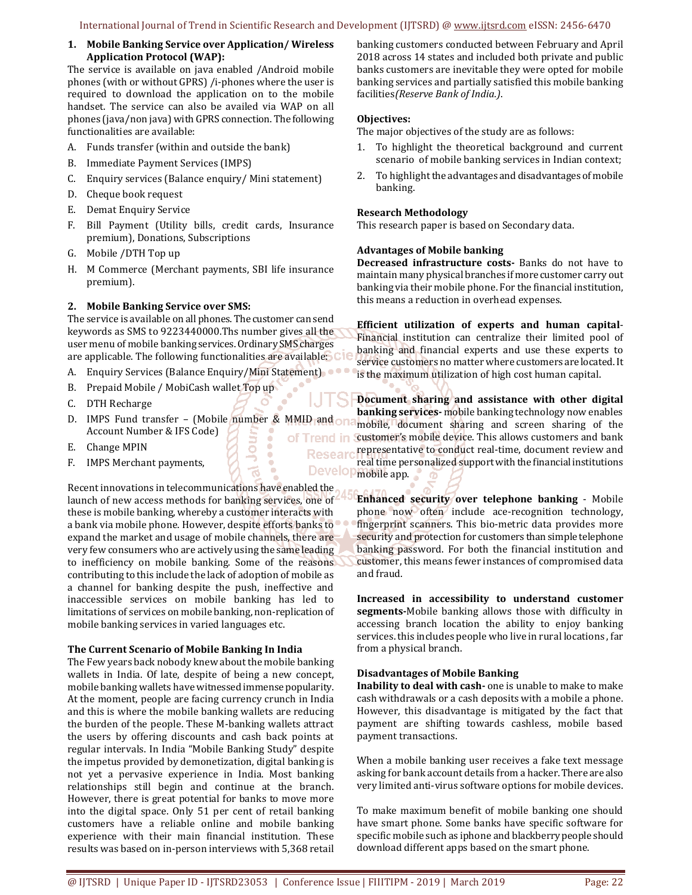1. **Mobile Banking Service over Application/ Wireless Application Protocol (WAP):**

The service is available on java enabled /Android mobile phones (with or without GPRS) /i-phones where the user is required to download the application on to the mobile handset. The service can also be availed via WAP on all phones (java/non java) with GPRS connection. The following functionalities are available:

A. Funds transfer (within and outside the bank)
B. Immediate Payment Services (IMPS)
C. Enquiry services (Balance enquiry/ Mini statement)
D. Cheque book request
E. Demat Enquiry Service
F. Bill Payment (Utility bills, credit cards, Insurance premium), Donations, Subscriptions
G. Mobile /DTH Top up
H. M Commerce (Merchant payments, SBI life insurance premium).

2. **Mobile Banking Service over SMS:**

The service is available on all phones. The customer can send keywords as SMS to 9223440000.Ths number gives all the user menu of mobile banking services. Ordinary SMS charges are applicable. The following functionalities are available:

A. Enquiry Services (Balance Enquiry/Mini Statement)
B. Prepaid Mobile / MobiCash wallet Top up
C. DTH Recharge
D. IMPS Fund transfer – (Mobile number & MMID and Account Number & IFS Code)
E. Change MPIN
F. IMPS Merchant payments,

Recent innovations in telecommunications have enabled the launch of new access methods for banking services, one of these is mobile banking, whereby a customer interacts with a bank via mobile phone. However, despite efforts banks to expand the market and usage of mobile channels, there are very few consumers who are actively using the same leading to inefficiency on mobile banking. Some of the reasons contributing to this include the lack of adoption of mobile as a channel for banking despite the push, ineffective and inaccessible services on mobile banking has led to limitations of services on mobile banking, non-replication of mobile banking services in varied languages etc.

**The Current Scenario of Mobile Banking In India**

The Few years back nobody knew about the mobile banking wallets in India. Of late, despite of being a new concept, mobile banking wallets have witnessed immense popularity. At the moment, people are facing currency crunch in India and this is where the mobile banking wallets are reducing the burden of the people. These M-banking wallets attract the users by offering discounts and cash back points at regular intervals. In India "Mobile Banking Study" despite the impetus provided by demonetization, digital banking is not yet a pervasive experience in India. Most banking relationships still begin and continue at the branch. However, there is great potential for banks to move more into the digital space. Only 51 per cent of retail banking customers have a reliable online and mobile banking experience with their main financial institution. These results was based on in-person interviews with 5,368 retail banking customers conducted between February and April 2018 across 14 states and included both private and public banks customers are inevitable they were opted for mobile banking services and partially satisfied this mobile banking facilities*(Reserve Bank of India.)*.

**Objectives:**

The major objectives of the study are as follows:

1. To highlight the theoretical background and current scenario of mobile banking services in Indian context;
2. To highlight the advantages and disadvantages of mobile banking.

**Research Methodology**

This research paper is based on Secondary data.

**Advantages of Mobile banking**

**Decreased infrastructure costs-** Banks do not have to maintain many physical branches if more customer carry out banking via their mobile phone. For the financial institution, this means a reduction in overhead expenses.

**Efficient utilization of experts and human capital**-Financial institution can centralize their limited pool of banking and financial experts and use these experts to service customers no matter where customers are located. It is the maximum utilization of high cost human capital.

**Document sharing and assistance with other digital banking services-** mobile banking technology now enables mobile, document sharing and screen sharing of the customer's mobile device. This allows customers and bank representative to conduct real-time, document review and real time personalized support with the financial institutions mobile app.

**Enhanced security over telephone banking** - Mobile phone now often include ace-recognition technology, fingerprint scanners. This bio-metric data provides more security and protection for customers than simple telephone banking password. For both the financial institution and customer, this means fewer instances of compromised data and fraud.

**Increased in accessibility to understand customer segments-**Mobile banking allows those with difficulty in accessing branch location the ability to enjoy banking services. this includes people who live in rural locations , far from a physical branch.

**Disadvantages of Mobile Banking**

**Inability to deal with cash-** one is unable to make to make cash withdrawals or a cash deposits with a mobile a phone. However, this disadvantage is mitigated by the fact that payment are shifting towards cashless, mobile based payment transactions.

When a mobile banking user receives a fake text message asking for bank account details from a hacker. There are also very limited anti-virus software options for mobile devices.

To make maximum benefit of mobile banking one should have smart phone. Some banks have specific software for specific mobile such as iphone and blackberry people should download different apps based on the smart phone.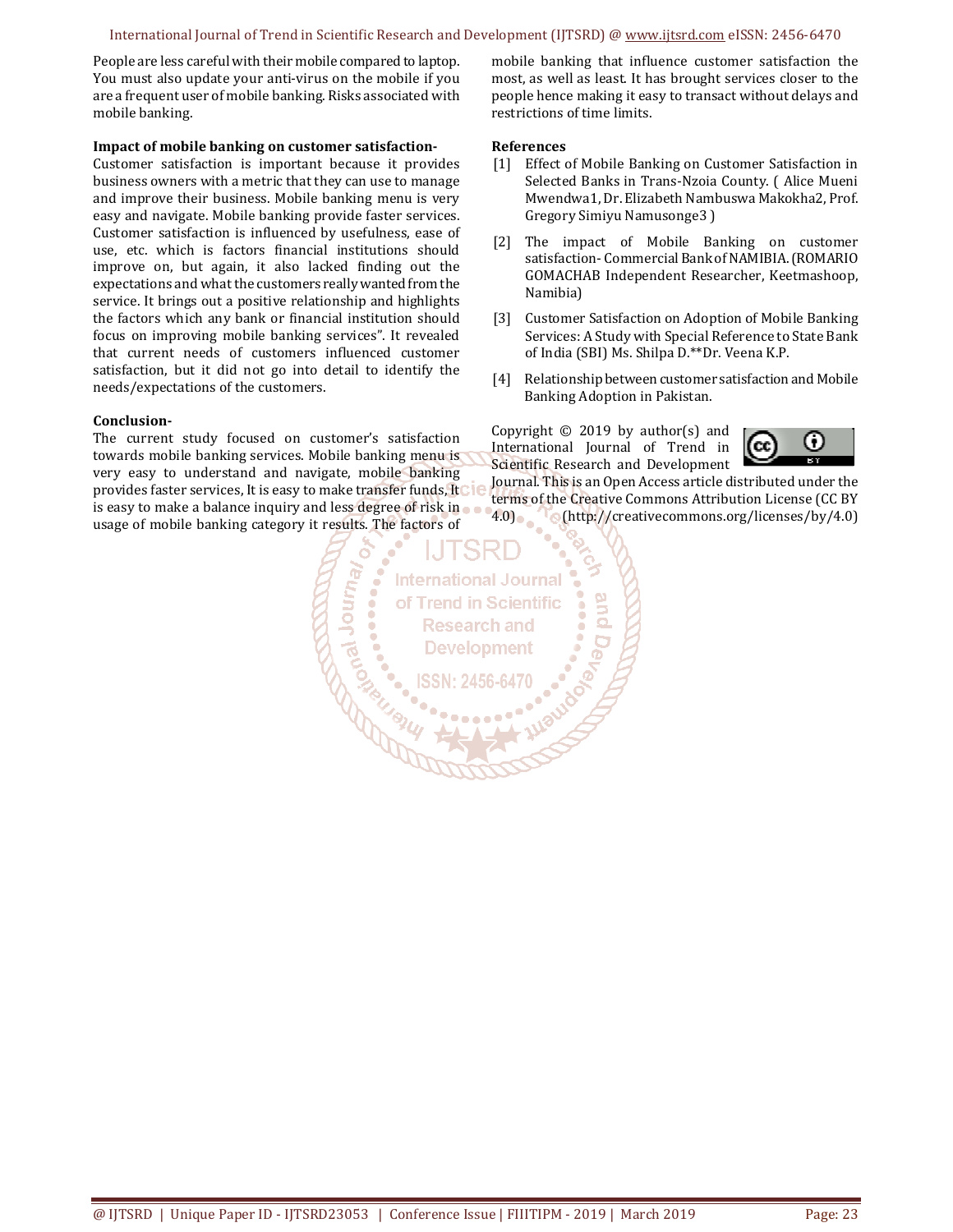People are less careful with their mobile compared to laptop. You must also update your anti-virus on the mobile if you are a frequent user of mobile banking. Risks associated with mobile banking.

**Impact of mobile banking on customer satisfaction-**

Customer satisfaction is important because it provides business owners with a metric that they can use to manage and improve their business. Mobile banking menu is very easy and navigate. Mobile banking provide faster services. Customer satisfaction is influenced by usefulness, ease of use, etc. which is factors financial institutions should improve on, but again, it also lacked finding out the expectations and what the customers really wanted from the service. It brings out a positive relationship and highlights the factors which any bank or financial institution should focus on improving mobile banking services". It revealed that current needs of customers influenced customer satisfaction, but it did not go into detail to identify the needs/expectations of the customers.

**Conclusion-**

The current study focused on customer's satisfaction towards mobile banking services. Mobile banking menu is very easy to understand and navigate, mobile banking provides faster services, It is easy to make transfer funds, It is easy to make a balance inquiry and less degree of risk in usage of mobile banking category it results. The factors of mobile banking that influence customer satisfaction the most, as well as least. It has brought services closer to the people hence making it easy to transact without delays and restrictions of time limits.

**References**

[1] Effect of Mobile Banking on Customer Satisfaction in Selected Banks in Trans-Nzoia County. ( Alice Mueni Mwendwa1, Dr. Elizabeth Nambuswa Makokha2, Prof. Gregory Simiyu Namusonge3 )

[2] The impact of Mobile Banking on customer satisfaction- Commercial Bank of NAMIBIA. (ROMARIO GOMACHAB Independent Researcher, Keetmashoop, Namibia)

[3] Customer Satisfaction on Adoption of Mobile Banking Services: A Study with Special Reference to State Bank of India (SBI) Ms. Shilpa D.**Dr. Veena K.P.

[4] Relationship between customer satisfaction and Mobile Banking Adoption in Pakistan.

Copyright © 2019 by author(s) and International Journal of Trend in Scientific Research and Development Journal. This is an Open Access article distributed under the terms of the Creative Commons Attribution License (CC BY 4.0) (http://creativecommons.org/licenses/by/4.0)